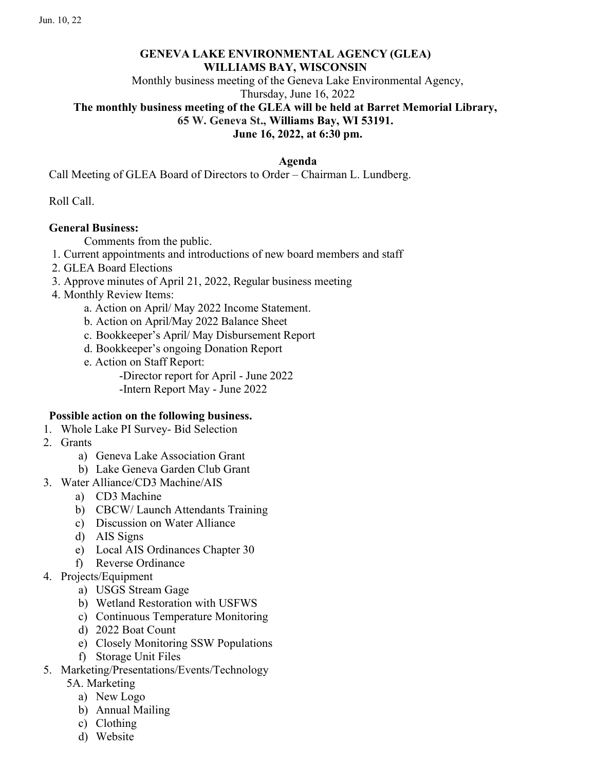Jun. 10, 22

# GENEVA LAKE ENVIRONMENTAL AGENCY (GLEA)
## WILLIAMS BAY, WISCONSIN

Monthly business meeting of the Geneva Lake Environmental Agency,
Thursday, June 16, 2022

**The monthly business meeting of the GLEA will be held at Barret Memorial Library, 65 W. Geneva St., Williams Bay, WI 53191.**
**June 16, 2022, at 6:30 pm.**

### Agenda

Call Meeting of GLEA Board of Directors to Order – Chairman L. Lundberg.

Roll Call.

**General Business:**

Comments from the public.

1. Current appointments and introductions of new board members and staff
2. GLEA Board Elections
3. Approve minutes of April 21, 2022, Regular business meeting
4. Monthly Review Items:
   - a. Action on April/ May 2022 Income Statement.
   - b. Action on April/May 2022 Balance Sheet
   - c. Bookkeeper's April/ May Disbursement Report
   - d. Bookkeeper's ongoing Donation Report
   - e. Action on Staff Report:
     - -Director report for April - June 2022
     - -Intern Report May - June 2022

**Possible action on the following business.**

1. Whole Lake PI Survey- Bid Selection
2. Grants
   - a) Geneva Lake Association Grant
   - b) Lake Geneva Garden Club Grant
3. Water Alliance/CD3 Machine/AIS
   - a) CD3 Machine
   - b) CBCW/ Launch Attendants Training
   - c) Discussion on Water Alliance
   - d) AIS Signs
   - e) Local AIS Ordinances Chapter 30
   - f) Reverse Ordinance
4. Projects/Equipment
   - a) USGS Stream Gage
   - b) Wetland Restoration with USFWS
   - c) Continuous Temperature Monitoring
   - d) 2022 Boat Count
   - e) Closely Monitoring SSW Populations
   - f) Storage Unit Files
5. Marketing/Presentations/Events/Technology
   - 5A. Marketing
     - a) New Logo
     - b) Annual Mailing
     - c) Clothing
     - d) Website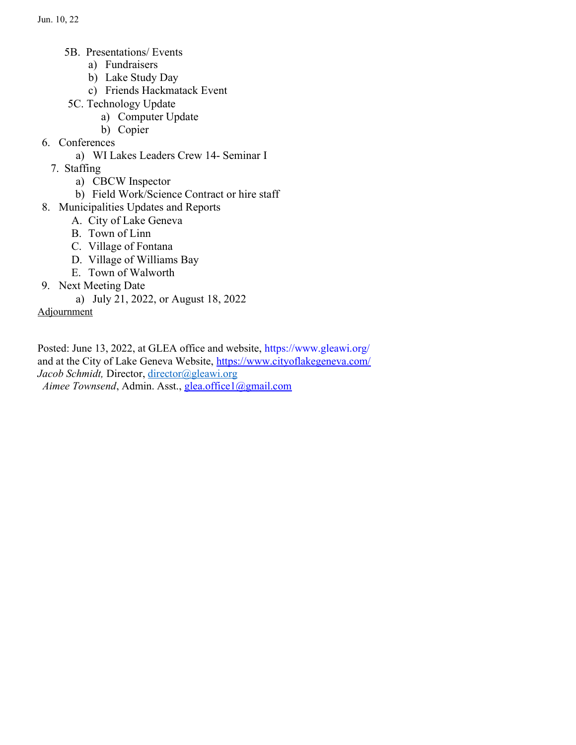5B. Presentations/ Events
  a) Fundraisers
  b) Lake Study Day
  c) Friends Hackmatack Event

5C. Technology Update
  a) Computer Update
  b) Copier

6. Conferences
   a) WI Lakes Leaders Crew 14- Seminar I
7. Staffing
   a) CBCW Inspector
   b) Field Work/Science Contract or hire staff
8. Municipalities Updates and Reports
   A. City of Lake Geneva
   B. Town of Linn
   C. Village of Fontana
   D. Village of Williams Bay
   E. Town of Walworth
9. Next Meeting Date
   a) July 21, 2022, or August 18, 2022

Adjournment

Posted: June 13, 2022, at GLEA office and website, https://www.gleawi.org/
and at the City of Lake Geneva Website, https://www.cityoflakegeneva.com/
*Jacob Schmidt,* Director, director@gleawi.org
*Aimee Townsend*, Admin. Asst., glea.office1@gmail.com